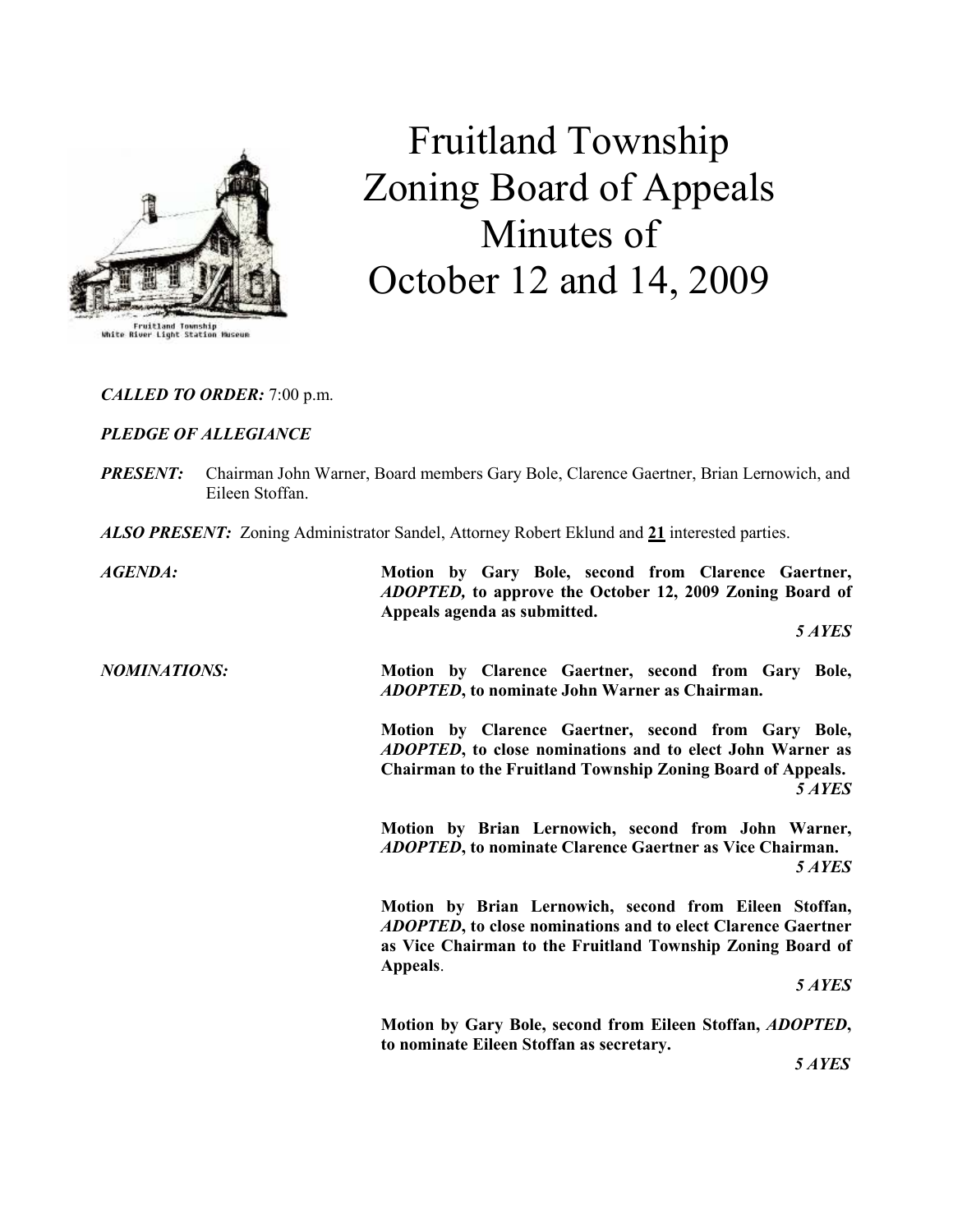# Fruitland Township Zoning Board of Appeals Minutes of October 12 and 14, 2009

***CALLED TO ORDER:*** 7:00 p.m.

***PLEDGE OF ALLEGIANCE***

***PRESENT:*** Chairman John Warner, Board members Gary Bole, Clarence Gaertner, Brian Lernowich, and Eileen Stoffan.

***ALSO PRESENT:*** Zoning Administrator Sandel, Attorney Robert Eklund and **21** interested parties.

***AGENDA:***

**Motion by Gary Bole, second from Clarence Gaertner, *ADOPTED,* to approve the October 12, 2009 Zoning Board of Appeals agenda as submitted.**

***5 AYES***

***NOMINATIONS:***

**Motion by Clarence Gaertner, second from Gary Bole, *ADOPTED*, to nominate John Warner as Chairman.**

**Motion by Clarence Gaertner, second from Gary Bole, *ADOPTED*, to close nominations and to elect John Warner as Chairman to the Fruitland Township Zoning Board of Appeals.**

***5 AYES***

**Motion by Brian Lernowich, second from John Warner, *ADOPTED*, to nominate Clarence Gaertner as Vice Chairman.**

***5 AYES***

**Motion by Brian Lernowich, second from Eileen Stoffan, *ADOPTED*, to close nominations and to elect Clarence Gaertner as Vice Chairman to the Fruitland Township Zoning Board of Appeals.**

***5 AYES***

**Motion by Gary Bole, second from Eileen Stoffan, *ADOPTED*, to nominate Eileen Stoffan as secretary.**

***5 AYES***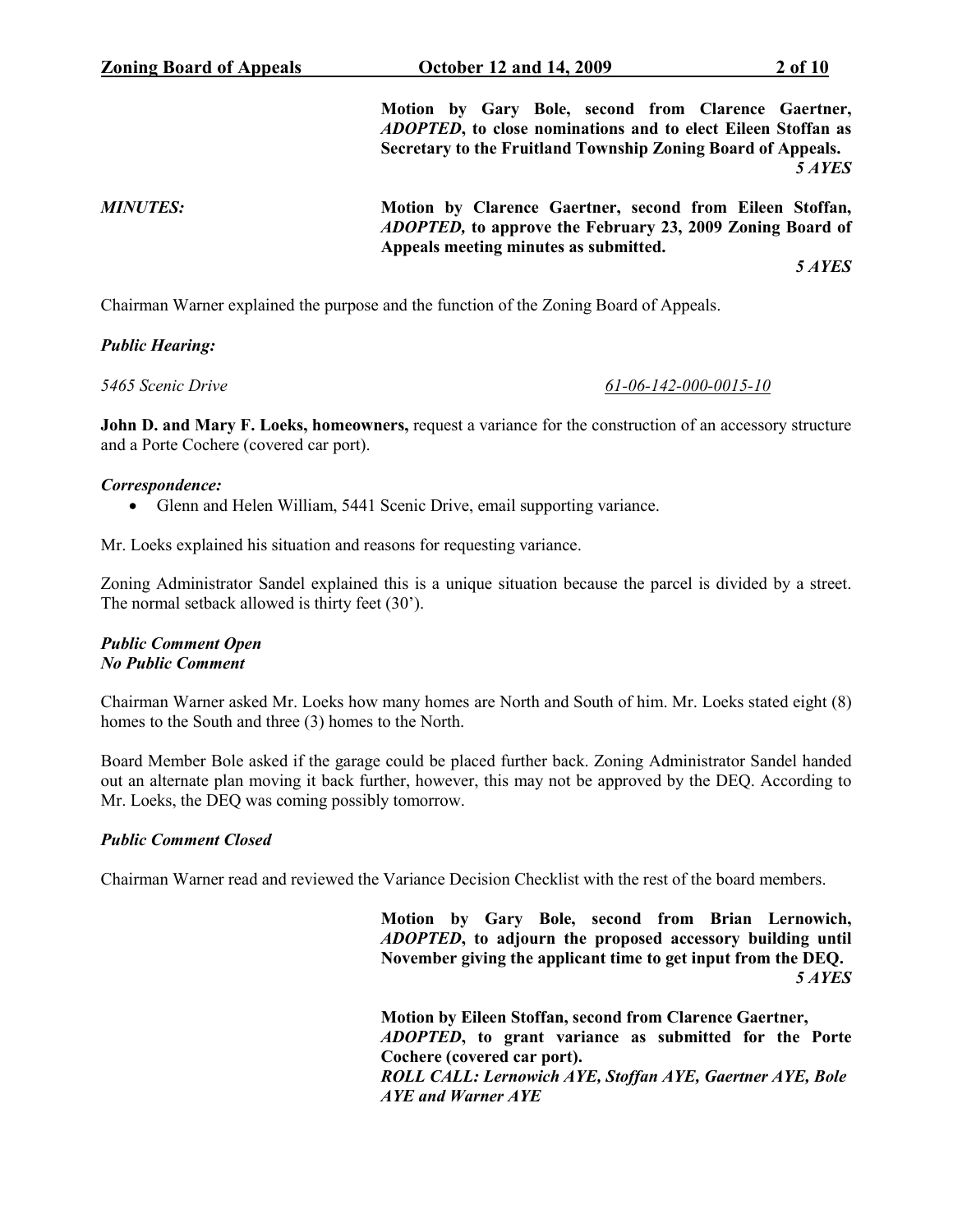**Motion by Gary Bole, second from Clarence Gaertner, *ADOPTED*, to close nominations and to elect Eileen Stoffan as Secretary to the Fruitland Township Zoning Board of Appeals.**
***5 AYES***

***MINUTES:*** **Motion by Clarence Gaertner, second from Eileen Stoffan, *ADOPTED,* to approve the February 23, 2009 Zoning Board of Appeals meeting minutes as submitted.**
***5 AYES***

Chairman Warner explained the purpose and the function of the Zoning Board of Appeals.

***Public Hearing:***

*5465 Scenic Drive* *61-06-142-000-0015-10*

**John D. and Mary F. Loeks, homeowners,** request a variance for the construction of an accessory structure and a Porte Cochere (covered car port).

***Correspondence:***

- Glenn and Helen William, 5441 Scenic Drive, email supporting variance.

Mr. Loeks explained his situation and reasons for requesting variance.

Zoning Administrator Sandel explained this is a unique situation because the parcel is divided by a street. The normal setback allowed is thirty feet (30').

***Public Comment Open***
***No Public Comment***

Chairman Warner asked Mr. Loeks how many homes are North and South of him. Mr. Loeks stated eight (8) homes to the South and three (3) homes to the North.

Board Member Bole asked if the garage could be placed further back. Zoning Administrator Sandel handed out an alternate plan moving it back further, however, this may not be approved by the DEQ. According to Mr. Loeks, the DEQ was coming possibly tomorrow.

***Public Comment Closed***

Chairman Warner read and reviewed the Variance Decision Checklist with the rest of the board members.

**Motion by Gary Bole, second from Brian Lernowich, *ADOPTED*, to adjourn the proposed accessory building until November giving the applicant time to get input from the DEQ.**
***5 AYES***

**Motion by Eileen Stoffan, second from Clarence Gaertner, *ADOPTED*, to grant variance as submitted for the Porte Cochere (covered car port).**
***ROLL CALL: Lernowich AYE, Stoffan AYE, Gaertner AYE, Bole AYE and Warner AYE***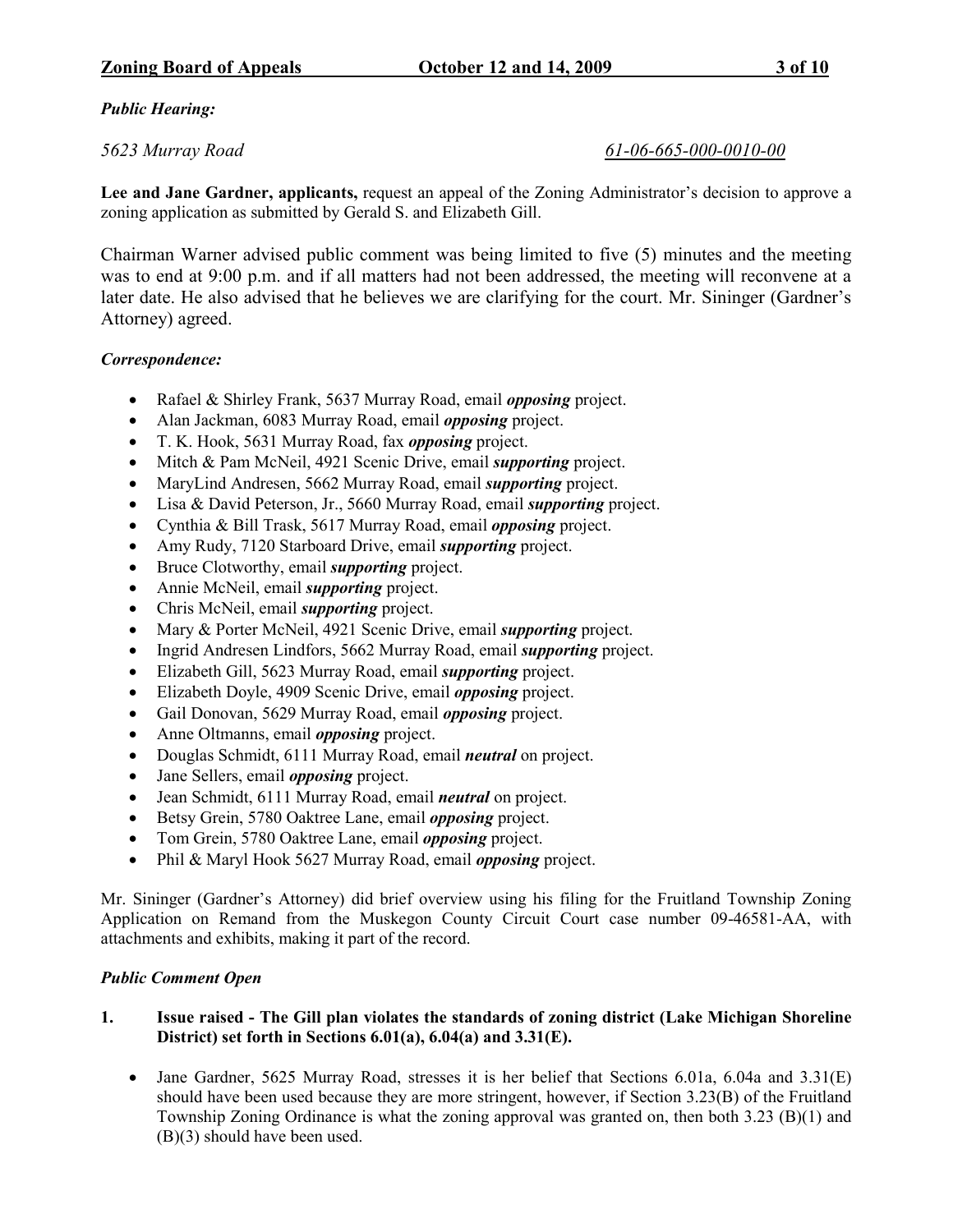***Public Hearing:***

*5623 Murray Road* *61-06-665-000-0010-00*

**Lee and Jane Gardner, applicants,** request an appeal of the Zoning Administrator's decision to approve a zoning application as submitted by Gerald S. and Elizabeth Gill.

Chairman Warner advised public comment was being limited to five (5) minutes and the meeting was to end at 9:00 p.m. and if all matters had not been addressed, the meeting will reconvene at a later date. He also advised that he believes we are clarifying for the court. Mr. Sininger (Gardner's Attorney) agreed.

***Correspondence:***

- Rafael & Shirley Frank, 5637 Murray Road, email ***opposing*** project.
- Alan Jackman, 6083 Murray Road, email ***opposing*** project.
- T. K. Hook, 5631 Murray Road, fax ***opposing*** project.
- Mitch & Pam McNeil, 4921 Scenic Drive, email ***supporting*** project.
- MaryLind Andresen, 5662 Murray Road, email ***supporting*** project.
- Lisa & David Peterson, Jr., 5660 Murray Road, email ***supporting*** project.
- Cynthia & Bill Trask, 5617 Murray Road, email ***opposing*** project.
- Amy Rudy, 7120 Starboard Drive, email ***supporting*** project.
- Bruce Clotworthy, email ***supporting*** project.
- Annie McNeil, email ***supporting*** project.
- Chris McNeil, email ***supporting*** project.
- Mary & Porter McNeil, 4921 Scenic Drive, email ***supporting*** project.
- Ingrid Andresen Lindfors, 5662 Murray Road, email ***supporting*** project.
- Elizabeth Gill, 5623 Murray Road, email ***supporting*** project.
- Elizabeth Doyle, 4909 Scenic Drive, email ***opposing*** project.
- Gail Donovan, 5629 Murray Road, email ***opposing*** project.
- Anne Oltmanns, email ***opposing*** project.
- Douglas Schmidt, 6111 Murray Road, email ***neutral*** on project.
- Jane Sellers, email ***opposing*** project.
- Jean Schmidt, 6111 Murray Road, email ***neutral*** on project.
- Betsy Grein, 5780 Oaktree Lane, email ***opposing*** project.
- Tom Grein, 5780 Oaktree Lane, email ***opposing*** project.
- Phil & Maryl Hook 5627 Murray Road, email ***opposing*** project.

Mr. Sininger (Gardner's Attorney) did brief overview using his filing for the Fruitland Township Zoning Application on Remand from the Muskegon County Circuit Court case number 09-46581-AA, with attachments and exhibits, making it part of the record.

***Public Comment Open***

**1. Issue raised - The Gill plan violates the standards of zoning district (Lake Michigan Shoreline District) set forth in Sections 6.01(a), 6.04(a) and 3.31(E).**

- Jane Gardner, 5625 Murray Road, stresses it is her belief that Sections 6.01a, 6.04a and 3.31(E) should have been used because they are more stringent, however, if Section 3.23(B) of the Fruitland Township Zoning Ordinance is what the zoning approval was granted on, then both 3.23 (B)(1) and (B)(3) should have been used.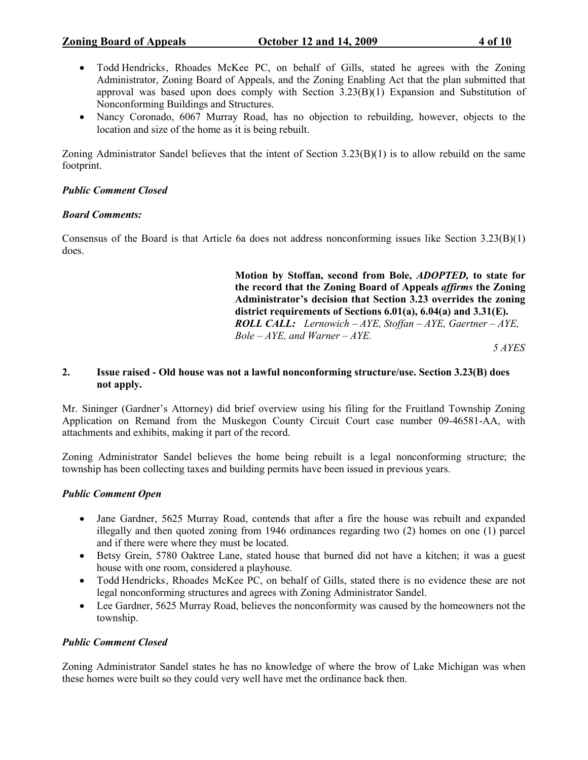- Todd Hendricks, Rhoades McKee PC, on behalf of Gills, stated he agrees with the Zoning Administrator, Zoning Board of Appeals, and the Zoning Enabling Act that the plan submitted that approval was based upon does comply with Section 3.23(B)(1) Expansion and Substitution of Nonconforming Buildings and Structures.
- Nancy Coronado, 6067 Murray Road, has no objection to rebuilding, however, objects to the location and size of the home as it is being rebuilt.

Zoning Administrator Sandel believes that the intent of Section 3.23(B)(1) is to allow rebuild on the same footprint.

***Public Comment Closed***

***Board Comments:***

Consensus of the Board is that Article 6a does not address nonconforming issues like Section 3.23(B)(1) does.

**Motion by Stoffan, second from Bole, *ADOPTED,* to state for the record that the Zoning Board of Appeals *affirms* the Zoning Administrator's decision that Section 3.23 overrides the zoning district requirements of Sections 6.01(a), 6.04(a) and 3.31(E).**
***ROLL CALL:*** *Lernowich – AYE, Stoffan – AYE, Gaertner – AYE, Bole – AYE, and Warner – AYE.*

*5 AYES*

**2. Issue raised - Old house was not a lawful nonconforming structure/use. Section 3.23(B) does not apply.**

Mr. Sininger (Gardner's Attorney) did brief overview using his filing for the Fruitland Township Zoning Application on Remand from the Muskegon County Circuit Court case number 09-46581-AA, with attachments and exhibits, making it part of the record.

Zoning Administrator Sandel believes the home being rebuilt is a legal nonconforming structure; the township has been collecting taxes and building permits have been issued in previous years.

***Public Comment Open***

- Jane Gardner, 5625 Murray Road, contends that after a fire the house was rebuilt and expanded illegally and then quoted zoning from 1946 ordinances regarding two (2) homes on one (1) parcel and if there were where they must be located.
- Betsy Grein, 5780 Oaktree Lane, stated house that burned did not have a kitchen; it was a guest house with one room, considered a playhouse.
- Todd Hendricks, Rhoades McKee PC, on behalf of Gills, stated there is no evidence these are not legal nonconforming structures and agrees with Zoning Administrator Sandel.
- Lee Gardner, 5625 Murray Road, believes the nonconformity was caused by the homeowners not the township.

***Public Comment Closed***

Zoning Administrator Sandel states he has no knowledge of where the brow of Lake Michigan was when these homes were built so they could very well have met the ordinance back then.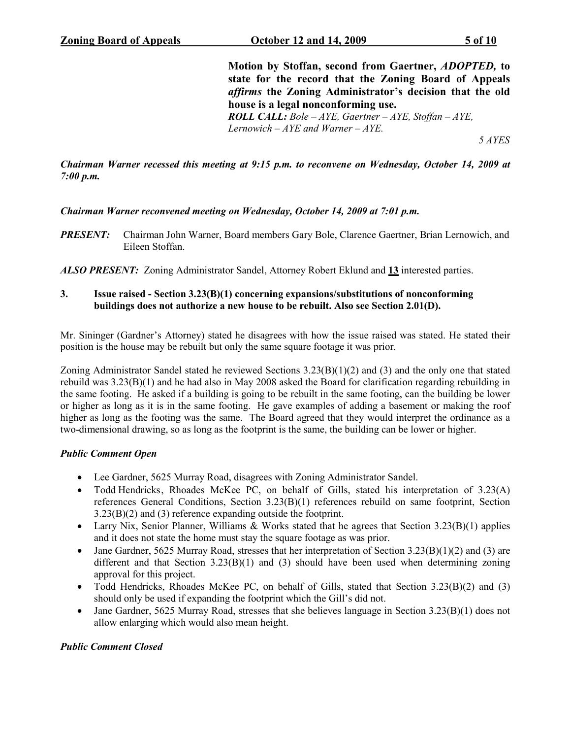**Motion by Stoffan, second from Gaertner, *ADOPTED,* to state for the record that the Zoning Board of Appeals *affirms* the Zoning Administrator's decision that the old house is a legal nonconforming use.**
***ROLL CALL:*** *Bole – AYE, Gaertner – AYE, Stoffan – AYE, Lernowich – AYE and Warner – AYE.*

*5 AYES*

***Chairman Warner recessed this meeting at 9:15 p.m. to reconvene on Wednesday, October 14, 2009 at 7:00 p.m.***

***Chairman Warner reconvened meeting on Wednesday, October 14, 2009 at 7:01 p.m.***

***PRESENT:*** Chairman John Warner, Board members Gary Bole, Clarence Gaertner, Brian Lernowich, and Eileen Stoffan.

***ALSO PRESENT:*** Zoning Administrator Sandel, Attorney Robert Eklund and **13** interested parties.

**3. Issue raised - Section 3.23(B)(1) concerning expansions/substitutions of nonconforming buildings does not authorize a new house to be rebuilt. Also see Section 2.01(D).**

Mr. Sininger (Gardner's Attorney) stated he disagrees with how the issue raised was stated. He stated their position is the house may be rebuilt but only the same square footage it was prior.

Zoning Administrator Sandel stated he reviewed Sections 3.23(B)(1)(2) and (3) and the only one that stated rebuild was 3.23(B)(1) and he had also in May 2008 asked the Board for clarification regarding rebuilding in the same footing. He asked if a building is going to be rebuilt in the same footing, can the building be lower or higher as long as it is in the same footing. He gave examples of adding a basement or making the roof higher as long as the footing was the same. The Board agreed that they would interpret the ordinance as a two-dimensional drawing, so as long as the footprint is the same, the building can be lower or higher.

***Public Comment Open***

- Lee Gardner, 5625 Murray Road, disagrees with Zoning Administrator Sandel.
- Todd Hendricks, Rhoades McKee PC, on behalf of Gills, stated his interpretation of 3.23(A) references General Conditions, Section 3.23(B)(1) references rebuild on same footprint, Section 3.23(B)(2) and (3) reference expanding outside the footprint.
- Larry Nix, Senior Planner, Williams & Works stated that he agrees that Section 3.23(B)(1) applies and it does not state the home must stay the square footage as was prior.
- Jane Gardner, 5625 Murray Road, stresses that her interpretation of Section 3.23(B)(1)(2) and (3) are different and that Section 3.23(B)(1) and (3) should have been used when determining zoning approval for this project.
- Todd Hendricks, Rhoades McKee PC, on behalf of Gills, stated that Section 3.23(B)(2) and (3) should only be used if expanding the footprint which the Gill's did not.
- Jane Gardner, 5625 Murray Road, stresses that she believes language in Section 3.23(B)(1) does not allow enlarging which would also mean height.

***Public Comment Closed***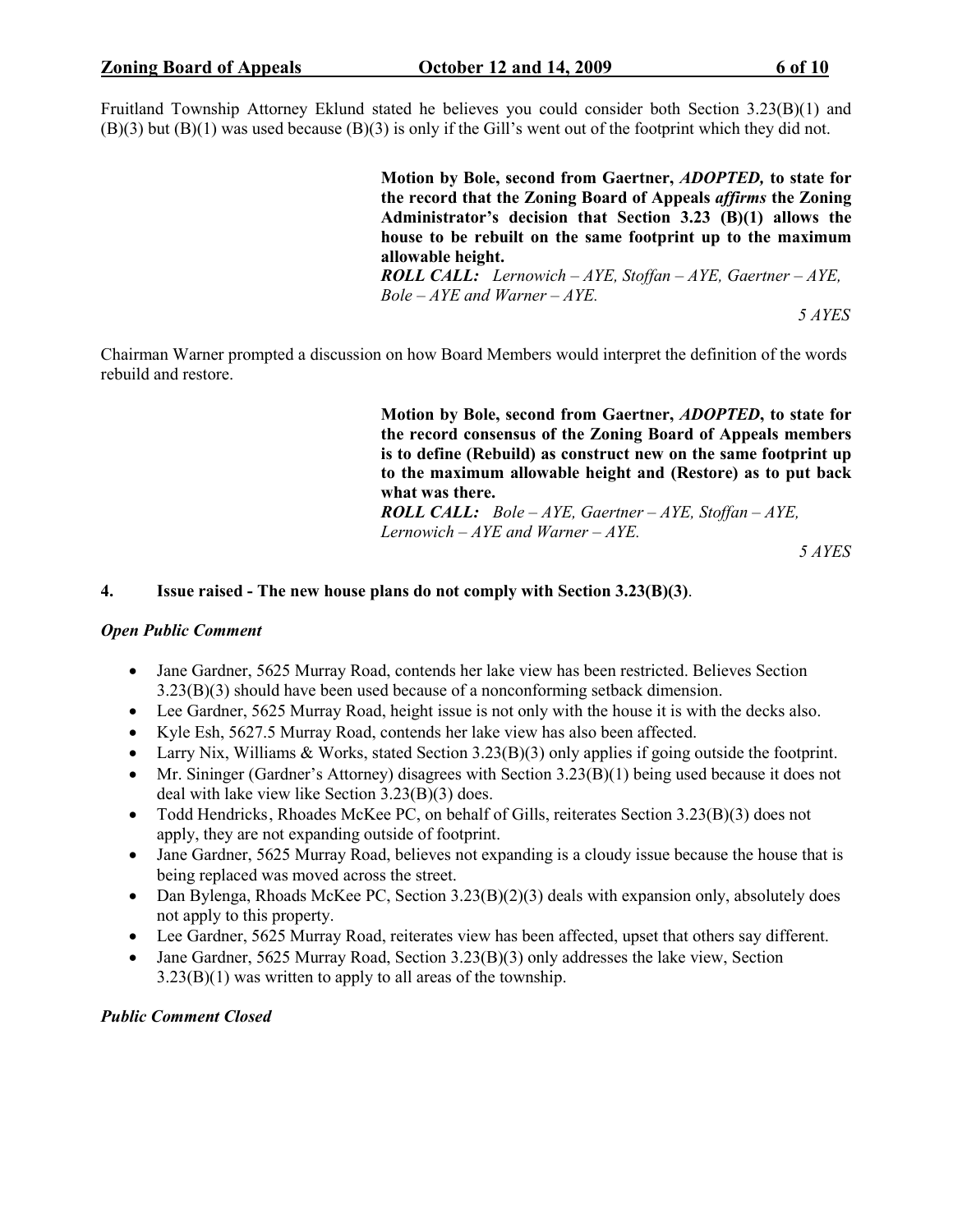Fruitland Township Attorney Eklund stated he believes you could consider both Section 3.23(B)(1) and (B)(3) but (B)(1) was used because (B)(3) is only if the Gill's went out of the footprint which they did not.

> **Motion by Bole, second from Gaertner, *ADOPTED,* to state for the record that the Zoning Board of Appeals *affirms* the Zoning Administrator's decision that Section 3.23 (B)(1) allows the house to be rebuilt on the same footprint up to the maximum allowable height.**
> ***ROLL CALL:*** *Lernowich – AYE, Stoffan – AYE, Gaertner – AYE, Bole – AYE and Warner – AYE.*
>
> *5 AYES*

Chairman Warner prompted a discussion on how Board Members would interpret the definition of the words rebuild and restore.

> **Motion by Bole, second from Gaertner, *ADOPTED*, to state for the record consensus of the Zoning Board of Appeals members is to define (Rebuild) as construct new on the same footprint up to the maximum allowable height and (Restore) as to put back what was there.**
> ***ROLL CALL:*** *Bole – AYE, Gaertner – AYE, Stoffan – AYE, Lernowich – AYE and Warner – AYE.*
>
> *5 AYES*

**4. Issue raised - The new house plans do not comply with Section 3.23(B)(3)**.

***Open Public Comment***

- Jane Gardner, 5625 Murray Road, contends her lake view has been restricted. Believes Section 3.23(B)(3) should have been used because of a nonconforming setback dimension.
- Lee Gardner, 5625 Murray Road, height issue is not only with the house it is with the decks also.
- Kyle Esh, 5627.5 Murray Road, contends her lake view has also been affected.
- Larry Nix, Williams & Works, stated Section 3.23(B)(3) only applies if going outside the footprint.
- Mr. Sininger (Gardner's Attorney) disagrees with Section 3.23(B)(1) being used because it does not deal with lake view like Section 3.23(B)(3) does.
- Todd Hendricks, Rhoades McKee PC, on behalf of Gills, reiterates Section 3.23(B)(3) does not apply, they are not expanding outside of footprint.
- Jane Gardner, 5625 Murray Road, believes not expanding is a cloudy issue because the house that is being replaced was moved across the street.
- Dan Bylenga, Rhoads McKee PC, Section 3.23(B)(2)(3) deals with expansion only, absolutely does not apply to this property.
- Lee Gardner, 5625 Murray Road, reiterates view has been affected, upset that others say different.
- Jane Gardner, 5625 Murray Road, Section 3.23(B)(3) only addresses the lake view, Section 3.23(B)(1) was written to apply to all areas of the township.

***Public Comment Closed***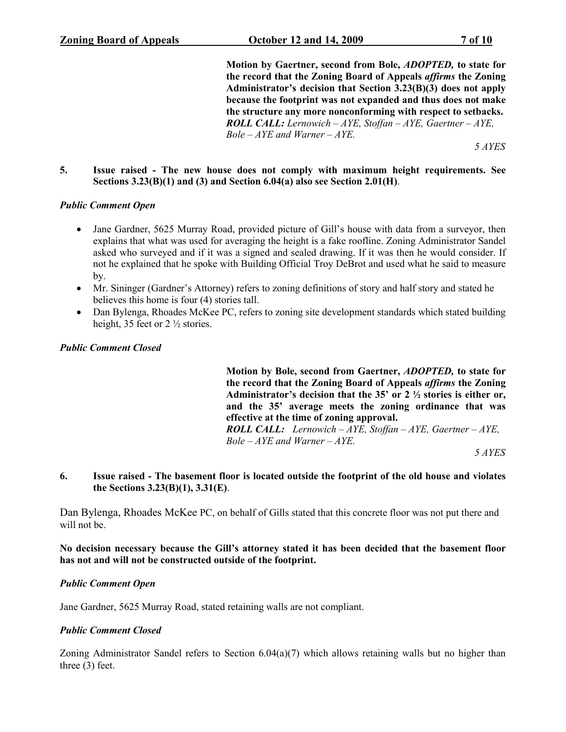**Motion by Gaertner, second from Bole, *ADOPTED,* to state for the record that the Zoning Board of Appeals *affirms* the Zoning Administrator's decision that Section 3.23(B)(3) does not apply because the footprint was not expanded and thus does not make the structure any more nonconforming with respect to setbacks.**
***ROLL CALL:*** *Lernowich – AYE, Stoffan – AYE, Gaertner – AYE, Bole – AYE and Warner – AYE.*

*5 AYES*

**5. Issue raised - The new house does not comply with maximum height requirements. See Sections 3.23(B)(1) and (3) and Section 6.04(a) also see Section 2.01(H)**.

***Public Comment Open***

- Jane Gardner, 5625 Murray Road, provided picture of Gill's house with data from a surveyor, then explains that what was used for averaging the height is a fake roofline. Zoning Administrator Sandel asked who surveyed and if it was a signed and sealed drawing. If it was then he would consider. If not he explained that he spoke with Building Official Troy DeBrot and used what he said to measure by.
- Mr. Sininger (Gardner's Attorney) refers to zoning definitions of story and half story and stated he believes this home is four (4) stories tall.
- Dan Bylenga, Rhoades McKee PC, refers to zoning site development standards which stated building height, 35 feet or 2 ½ stories.

***Public Comment Closed***

**Motion by Bole, second from Gaertner, *ADOPTED,* to state for the record that the Zoning Board of Appeals *affirms* the Zoning Administrator's decision that the 35' or 2 ½ stories is either or, and the 35' average meets the zoning ordinance that was effective at the time of zoning approval.**
***ROLL CALL:*** *Lernowich – AYE, Stoffan – AYE, Gaertner – AYE, Bole – AYE and Warner – AYE.*

*5 AYES*

**6. Issue raised - The basement floor is located outside the footprint of the old house and violates the Sections 3.23(B)(1), 3.31(E)**.

Dan Bylenga, Rhoades McKee PC, on behalf of Gills stated that this concrete floor was not put there and will not be.

**No decision necessary because the Gill's attorney stated it has been decided that the basement floor has not and will not be constructed outside of the footprint.**

***Public Comment Open***

Jane Gardner, 5625 Murray Road, stated retaining walls are not compliant.

***Public Comment Closed***

Zoning Administrator Sandel refers to Section 6.04(a)(7) which allows retaining walls but no higher than three (3) feet.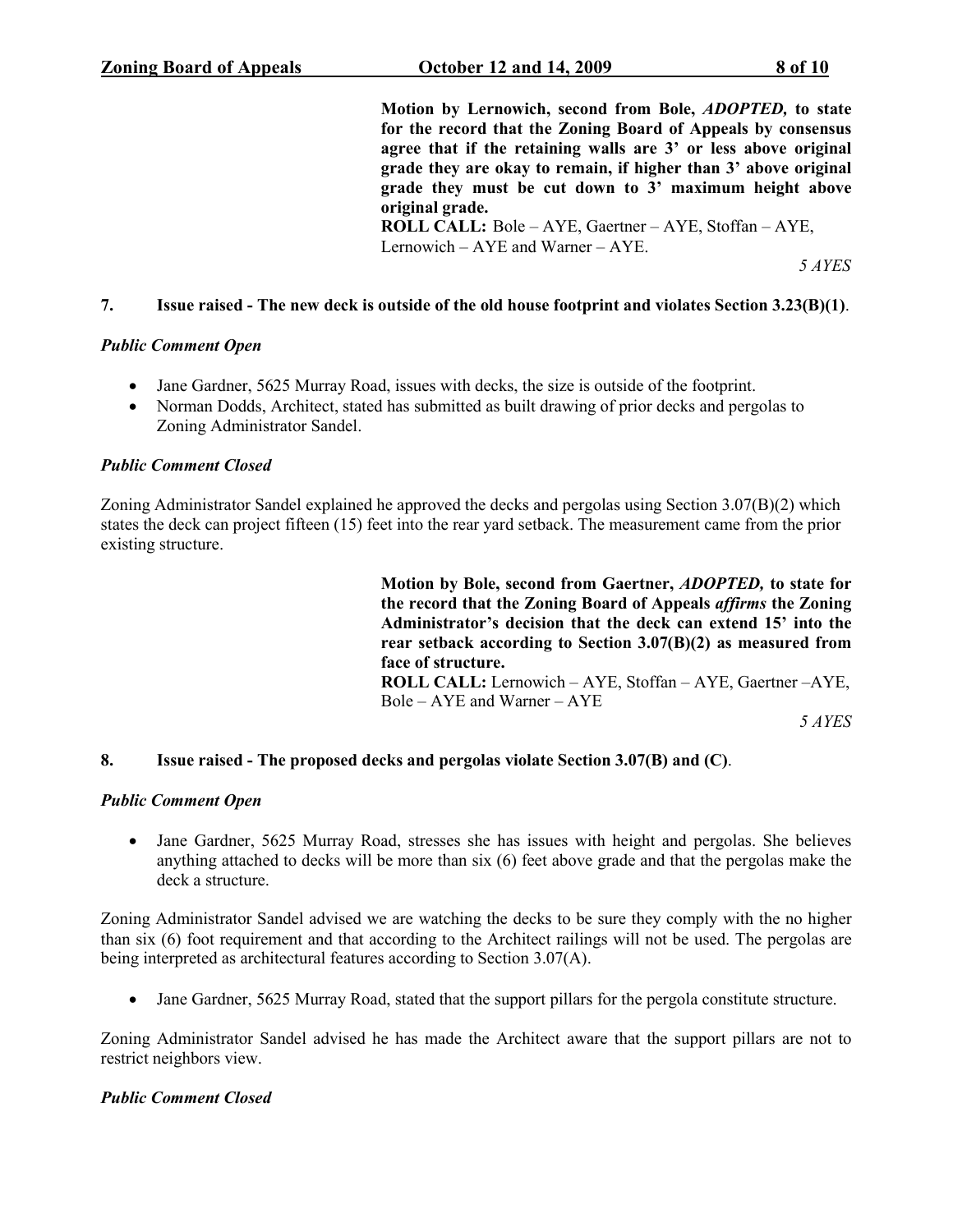**Motion by Lernowich, second from Bole, *ADOPTED,* to state for the record that the Zoning Board of Appeals by consensus agree that if the retaining walls are 3' or less above original grade they are okay to remain, if higher than 3' above original grade they must be cut down to 3' maximum height above original grade.**
**ROLL CALL:** Bole – AYE, Gaertner – AYE, Stoffan – AYE, Lernowich – AYE and Warner – AYE.

*5 AYES*

**7. Issue raised - The new deck is outside of the old house footprint and violates Section 3.23(B)(1)**.

***Public Comment Open***

- Jane Gardner, 5625 Murray Road, issues with decks, the size is outside of the footprint.
- Norman Dodds, Architect, stated has submitted as built drawing of prior decks and pergolas to Zoning Administrator Sandel.

***Public Comment Closed***

Zoning Administrator Sandel explained he approved the decks and pergolas using Section 3.07(B)(2) which states the deck can project fifteen (15) feet into the rear yard setback. The measurement came from the prior existing structure.

**Motion by Bole, second from Gaertner, *ADOPTED,* to state for the record that the Zoning Board of Appeals *affirms* the Zoning Administrator's decision that the deck can extend 15' into the rear setback according to Section 3.07(B)(2) as measured from face of structure.**
**ROLL CALL:** Lernowich – AYE, Stoffan – AYE, Gaertner –AYE, Bole – AYE and Warner – AYE

*5 AYES*

**8. Issue raised - The proposed decks and pergolas violate Section 3.07(B) and (C)**.

***Public Comment Open***

- Jane Gardner, 5625 Murray Road, stresses she has issues with height and pergolas. She believes anything attached to decks will be more than six (6) feet above grade and that the pergolas make the deck a structure.

Zoning Administrator Sandel advised we are watching the decks to be sure they comply with the no higher than six (6) foot requirement and that according to the Architect railings will not be used. The pergolas are being interpreted as architectural features according to Section 3.07(A).

- Jane Gardner, 5625 Murray Road, stated that the support pillars for the pergola constitute structure.

Zoning Administrator Sandel advised he has made the Architect aware that the support pillars are not to restrict neighbors view.

***Public Comment Closed***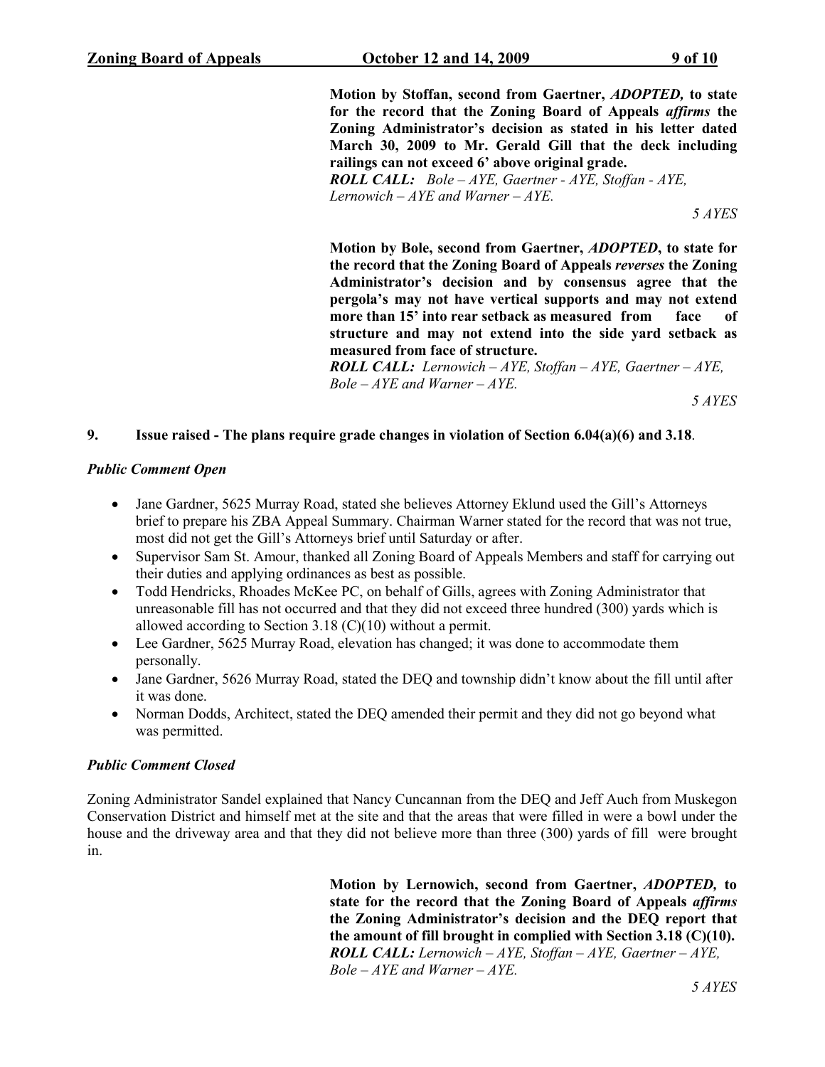**Motion by Stoffan, second from Gaertner, *ADOPTED,* to state for the record that the Zoning Board of Appeals *affirms* the Zoning Administrator's decision as stated in his letter dated March 30, 2009 to Mr. Gerald Gill that the deck including railings can not exceed 6' above original grade.**
***ROLL CALL:*** *Bole – AYE, Gaertner - AYE, Stoffan - AYE, Lernowich – AYE and Warner – AYE.*

*5 AYES*

**Motion by Bole, second from Gaertner, *ADOPTED*, to state for the record that the Zoning Board of Appeals *reverses* the Zoning Administrator's decision and by consensus agree that the pergola's may not have vertical supports and may not extend more than 15' into rear setback as measured from face of structure and may not extend into the side yard setback as measured from face of structure.**
***ROLL CALL:*** *Lernowich – AYE, Stoffan – AYE, Gaertner – AYE, Bole – AYE and Warner – AYE.*

*5 AYES*

**9. Issue raised - The plans require grade changes in violation of Section 6.04(a)(6) and 3.18**.

***Public Comment Open***

- Jane Gardner, 5625 Murray Road, stated she believes Attorney Eklund used the Gill's Attorneys brief to prepare his ZBA Appeal Summary. Chairman Warner stated for the record that was not true, most did not get the Gill's Attorneys brief until Saturday or after.
- Supervisor Sam St. Amour, thanked all Zoning Board of Appeals Members and staff for carrying out their duties and applying ordinances as best as possible.
- Todd Hendricks, Rhoades McKee PC, on behalf of Gills, agrees with Zoning Administrator that unreasonable fill has not occurred and that they did not exceed three hundred (300) yards which is allowed according to Section 3.18 (C)(10) without a permit.
- Lee Gardner, 5625 Murray Road, elevation has changed; it was done to accommodate them personally.
- Jane Gardner, 5626 Murray Road, stated the DEQ and township didn't know about the fill until after it was done.
- Norman Dodds, Architect, stated the DEQ amended their permit and they did not go beyond what was permitted.

***Public Comment Closed***

Zoning Administrator Sandel explained that Nancy Cuncannan from the DEQ and Jeff Auch from Muskegon Conservation District and himself met at the site and that the areas that were filled in were a bowl under the house and the driveway area and that they did not believe more than three (300) yards of fill were brought in.

**Motion by Lernowich, second from Gaertner, *ADOPTED,* to state for the record that the Zoning Board of Appeals *affirms* the Zoning Administrator's decision and the DEQ report that the amount of fill brought in complied with Section 3.18 (C)(10).**
***ROLL CALL:*** *Lernowich – AYE, Stoffan – AYE, Gaertner – AYE, Bole – AYE and Warner – AYE.*

*5 AYES*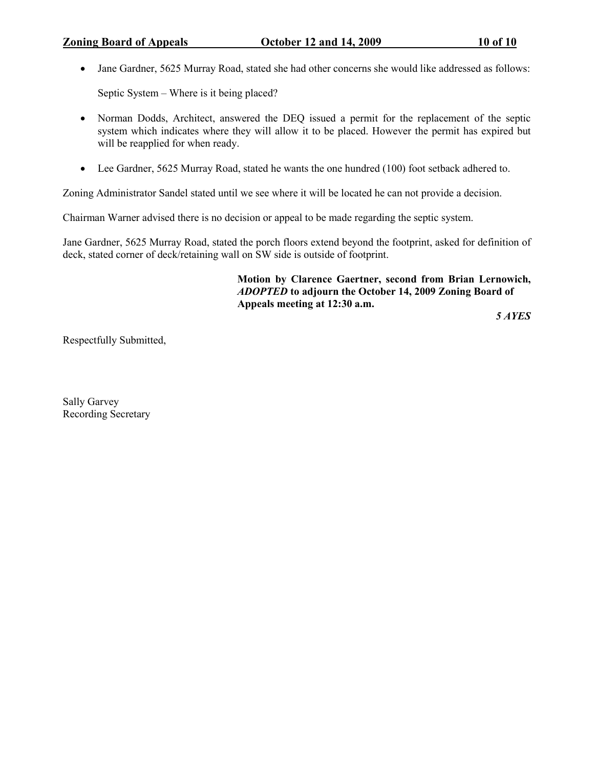- Jane Gardner, 5625 Murray Road, stated she had other concerns she would like addressed as follows:

  Septic System – Where is it being placed?

- Norman Dodds, Architect, answered the DEQ issued a permit for the replacement of the septic system which indicates where they will allow it to be placed. However the permit has expired but will be reapplied for when ready.

- Lee Gardner, 5625 Murray Road, stated he wants the one hundred (100) foot setback adhered to.

Zoning Administrator Sandel stated until we see where it will be located he can not provide a decision.

Chairman Warner advised there is no decision or appeal to be made regarding the septic system.

Jane Gardner, 5625 Murray Road, stated the porch floors extend beyond the footprint, asked for definition of deck, stated corner of deck/retaining wall on SW side is outside of footprint.

**Motion by Clarence Gaertner, second from Brian Lernowich, *ADOPTED* to adjourn the October 14, 2009 Zoning Board of Appeals meeting at 12:30 a.m.**

***5 AYES***

Respectfully Submitted,

Sally Garvey
Recording Secretary